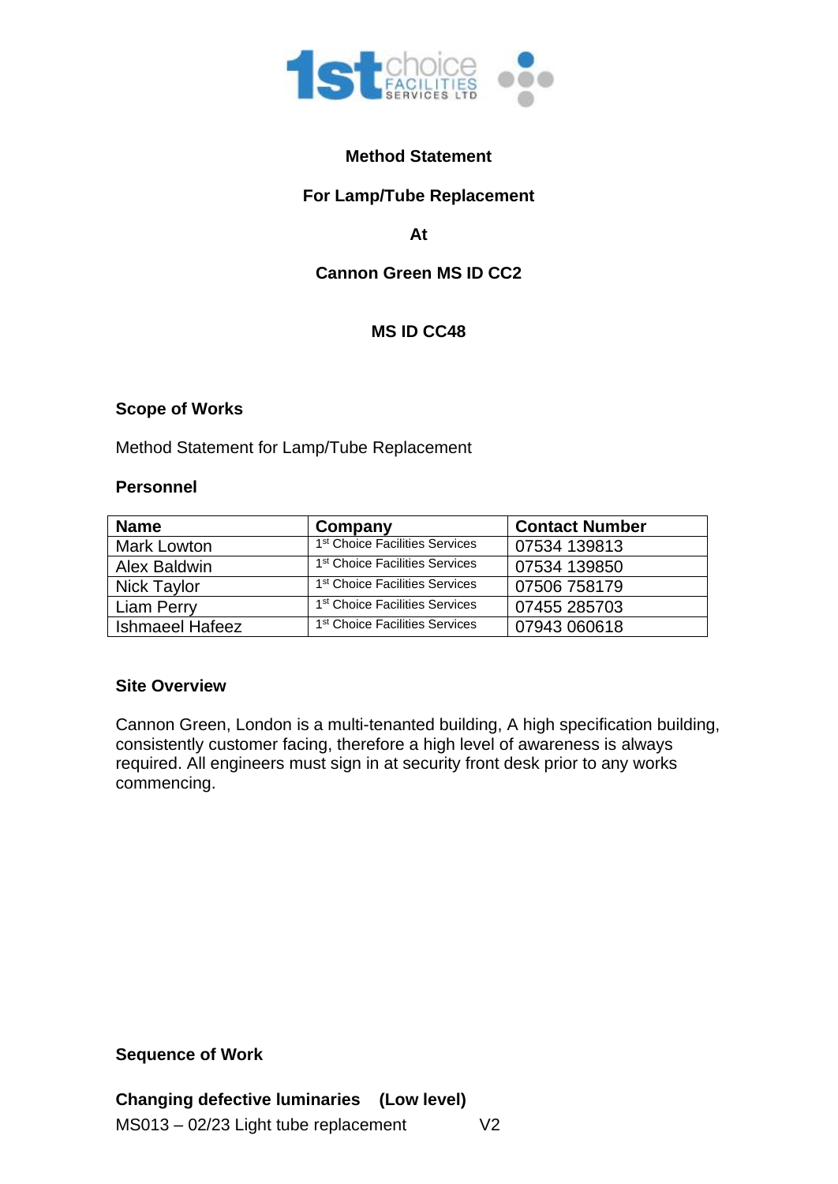**Method Statement**

**For Lamp/Tube Replacement**

**At**

**Cannon Green MS ID CC2**

**MS ID CC48**

## Scope of Works

Method Statement for Lamp/Tube Replacement

## Personnel

| Name | Company | Contact Number |
| --- | --- | --- |
| Mark Lowton | 1st Choice Facilities Services | 07534 139813 |
| Alex Baldwin | 1st Choice Facilities Services | 07534 139850 |
| Nick Taylor | 1st Choice Facilities Services | 07506 758179 |
| Liam Perry | 1st Choice Facilities Services | 07455 285703 |
| Ishmaeel Hafeez | 1st Choice Facilities Services | 07943 060618 |

## Site Overview

Cannon Green, London is a multi-tenanted building, A high specification building, consistently customer facing, therefore a high level of awareness is always required. All engineers must sign in at security front desk prior to any works commencing.

## Sequence of Work

**Changing defective luminaries (Low level)**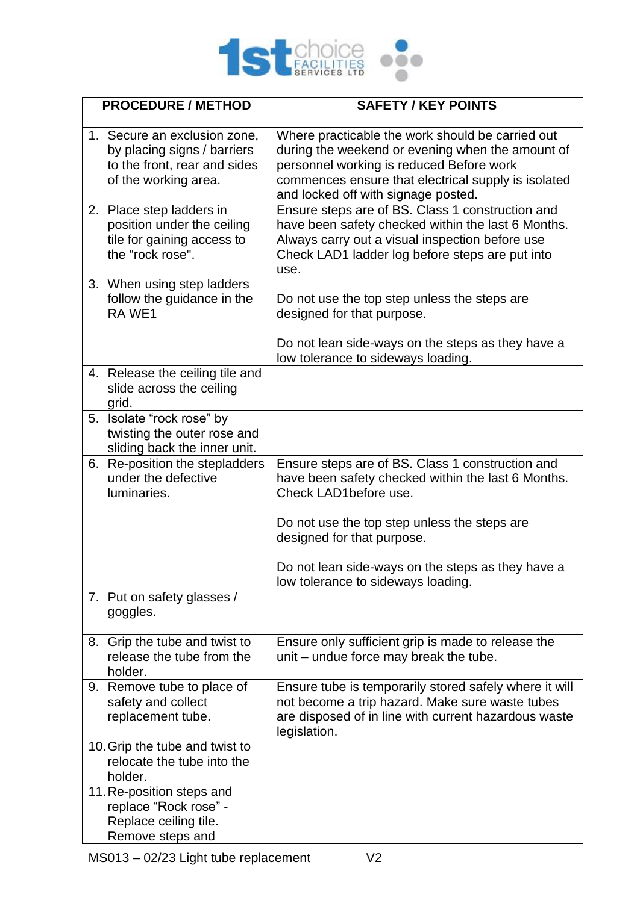| PROCEDURE / METHOD | SAFETY / KEY POINTS |
| --- | --- |
| 1. Secure an exclusion zone, by placing signs / barriers to the front, rear and sides of the working area. | Where practicable the work should be carried out during the weekend or evening when the amount of personnel working is reduced Before work commences ensure that electrical supply is isolated and locked off with signage posted. |
| 2. Place step ladders in position under the ceiling tile for gaining access to the "rock rose".<br><br>3. When using step ladders follow the guidance in the RA WE1 | Ensure steps are of BS. Class 1 construction and have been safety checked within the last 6 Months. Always carry out a visual inspection before use Check LAD1 ladder log before steps are put into use.<br><br>Do not use the top step unless the steps are designed for that purpose.<br><br>Do not lean side-ways on the steps as they have a low tolerance to sideways loading. |
| 4. Release the ceiling tile and slide across the ceiling grid. | |
| 5. Isolate "rock rose" by twisting the outer rose and sliding back the inner unit. | |
| 6. Re-position the stepladders under the defective luminaries. | Ensure steps are of BS. Class 1 construction and have been safety checked within the last 6 Months. Check LAD1before use.<br><br>Do not use the top step unless the steps are designed for that purpose.<br><br>Do not lean side-ways on the steps as they have a low tolerance to sideways loading. |
| 7. Put on safety glasses / goggles. | |
| 8. Grip the tube and twist to release the tube from the holder. | Ensure only sufficient grip is made to release the unit – undue force may break the tube. |
| 9. Remove tube to place of safety and collect replacement tube. | Ensure tube is temporarily stored safely where it will not become a trip hazard. Make sure waste tubes are disposed of in line with current hazardous waste legislation. |
| 10. Grip the tube and twist to relocate the tube into the holder. | |
| 11. Re-position steps and replace "Rock rose" - Replace ceiling tile. Remove steps and | |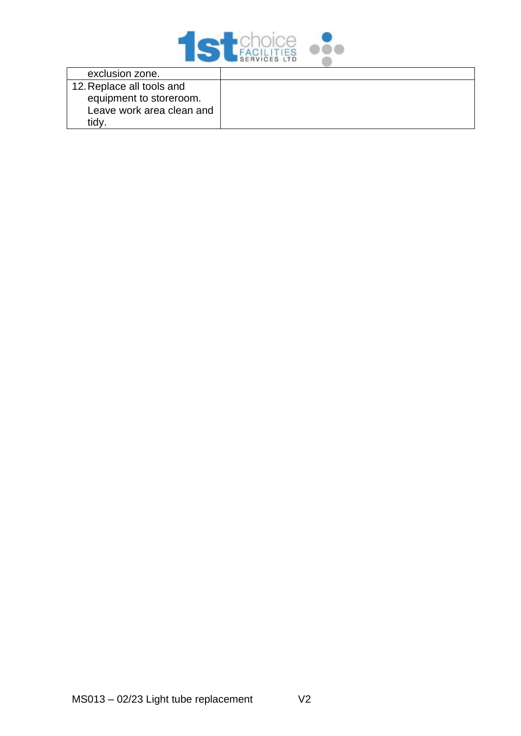| | |
|---|---|
| exclusion zone. | |
| 12. Replace all tools and equipment to storeroom. Leave work area clean and tidy. | |